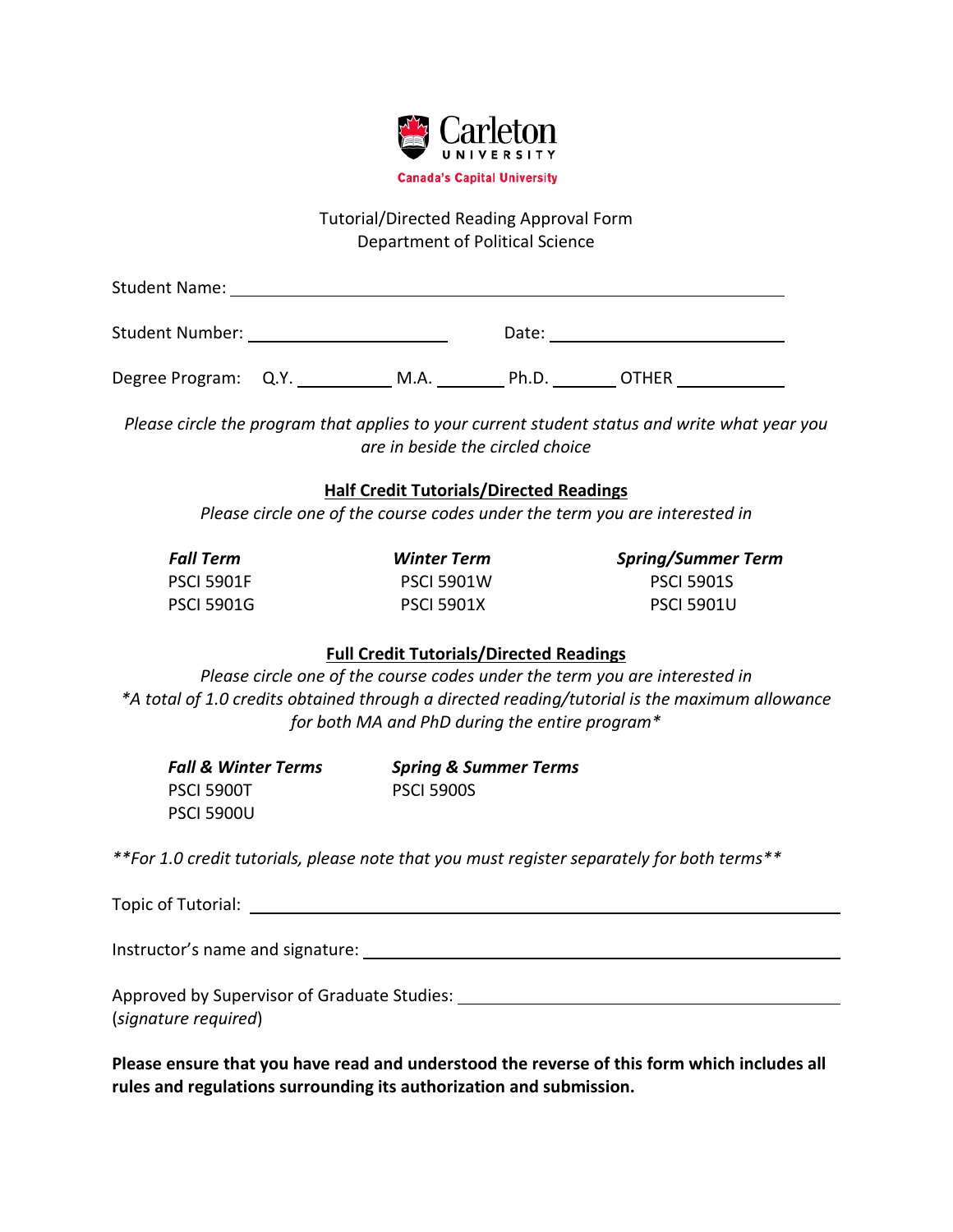Carleton UNIVERSITY
Canada's Capital University

# Tutorial/Directed Reading Approval Form
## Department of Political Science

Student Name: ____________________________________________

Student Number: ______________________ Date: ______________________

Degree Program: Q.Y. __________ M.A. ________ Ph.D. _______ OTHER ___________

*Please circle the program that applies to your current student status and write what year you are in beside the circled choice*

### Half Credit Tutorials/Directed Readings

*Please circle one of the course codes under the term you are interested in*

| ***Fall Term*** | ***Winter Term*** | ***Spring/Summer Term*** |
|---|---|---|
| PSCI 5901F | PSCI 5901W | PSCI 5901S |
| PSCI 5901G | PSCI 5901X | PSCI 5901U |

### Full Credit Tutorials/Directed Readings

*Please circle one of the course codes under the term you are interested in*
**A total of 1.0 credits obtained through a directed reading/tutorial is the maximum allowance for both MA and PhD during the entire program**

| ***Fall & Winter Terms*** | ***Spring & Summer Terms*** |
|---|---|
| PSCI 5900T | PSCI 5900S |
| PSCI 5900U | |

****For 1.0 credit tutorials, please note that you must register separately for both terms****

Topic of Tutorial: ____________________________________________

Instructor's name and signature: ____________________________________________

Approved by Supervisor of Graduate Studies: ______________________________
(*signature required*)

**Please ensure that you have read and understood the reverse of this form which includes all rules and regulations surrounding its authorization and submission.**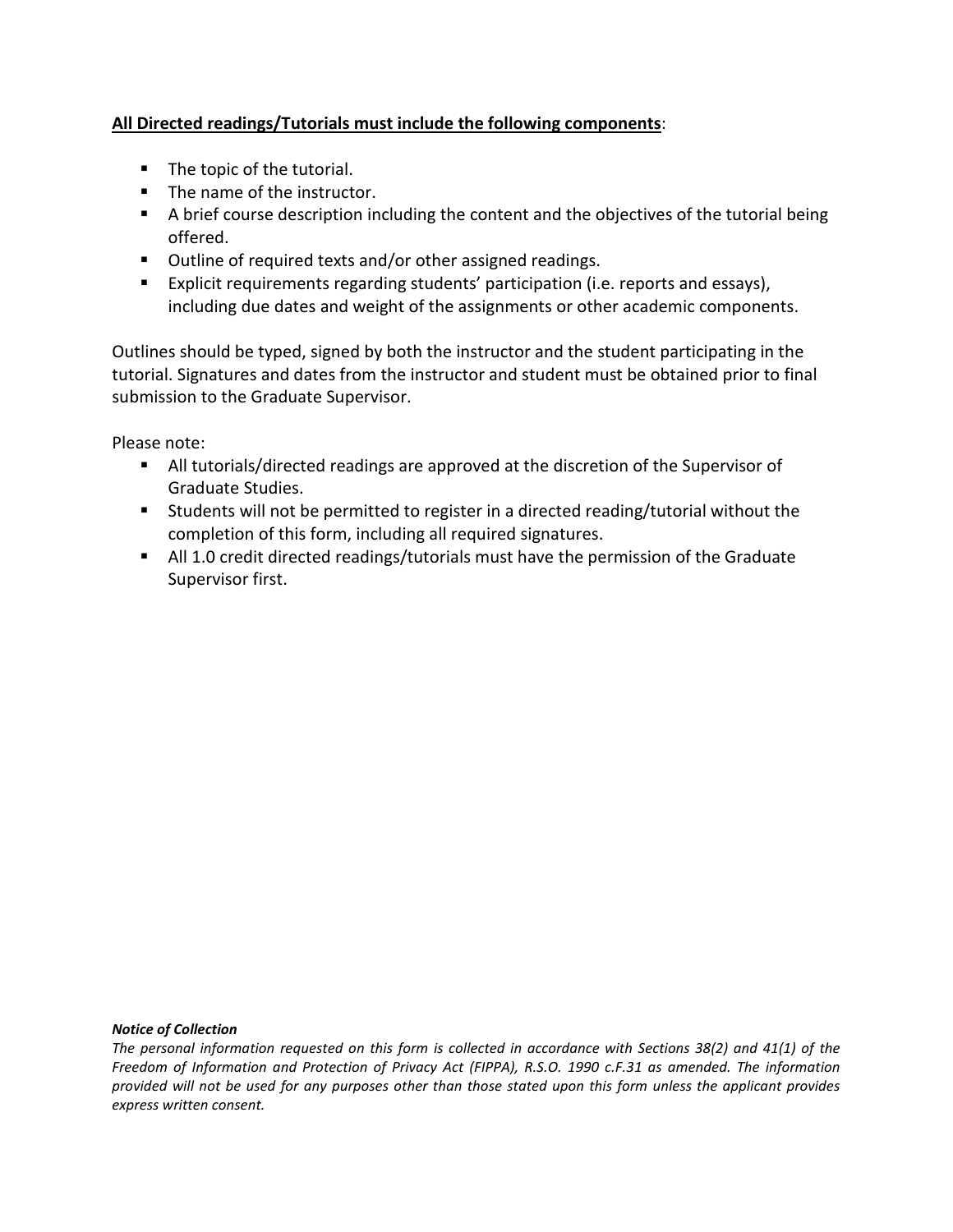**<u>All Directed readings/Tutorials must include the following components</u>**:

- The topic of the tutorial.
- The name of the instructor.
- A brief course description including the content and the objectives of the tutorial being offered.
- Outline of required texts and/or other assigned readings.
- Explicit requirements regarding students' participation (i.e. reports and essays), including due dates and weight of the assignments or other academic components.

Outlines should be typed, signed by both the instructor and the student participating in the tutorial. Signatures and dates from the instructor and student must be obtained prior to final submission to the Graduate Supervisor.

Please note:

- All tutorials/directed readings are approved at the discretion of the Supervisor of Graduate Studies.
- Students will not be permitted to register in a directed reading/tutorial without the completion of this form, including all required signatures.
- All 1.0 credit directed readings/tutorials must have the permission of the Graduate Supervisor first.

***Notice of Collection***

*The personal information requested on this form is collected in accordance with Sections 38(2) and 41(1) of the Freedom of Information and Protection of Privacy Act (FIPPA), R.S.O. 1990 c.F.31 as amended. The information provided will not be used for any purposes other than those stated upon this form unless the applicant provides express written consent.*